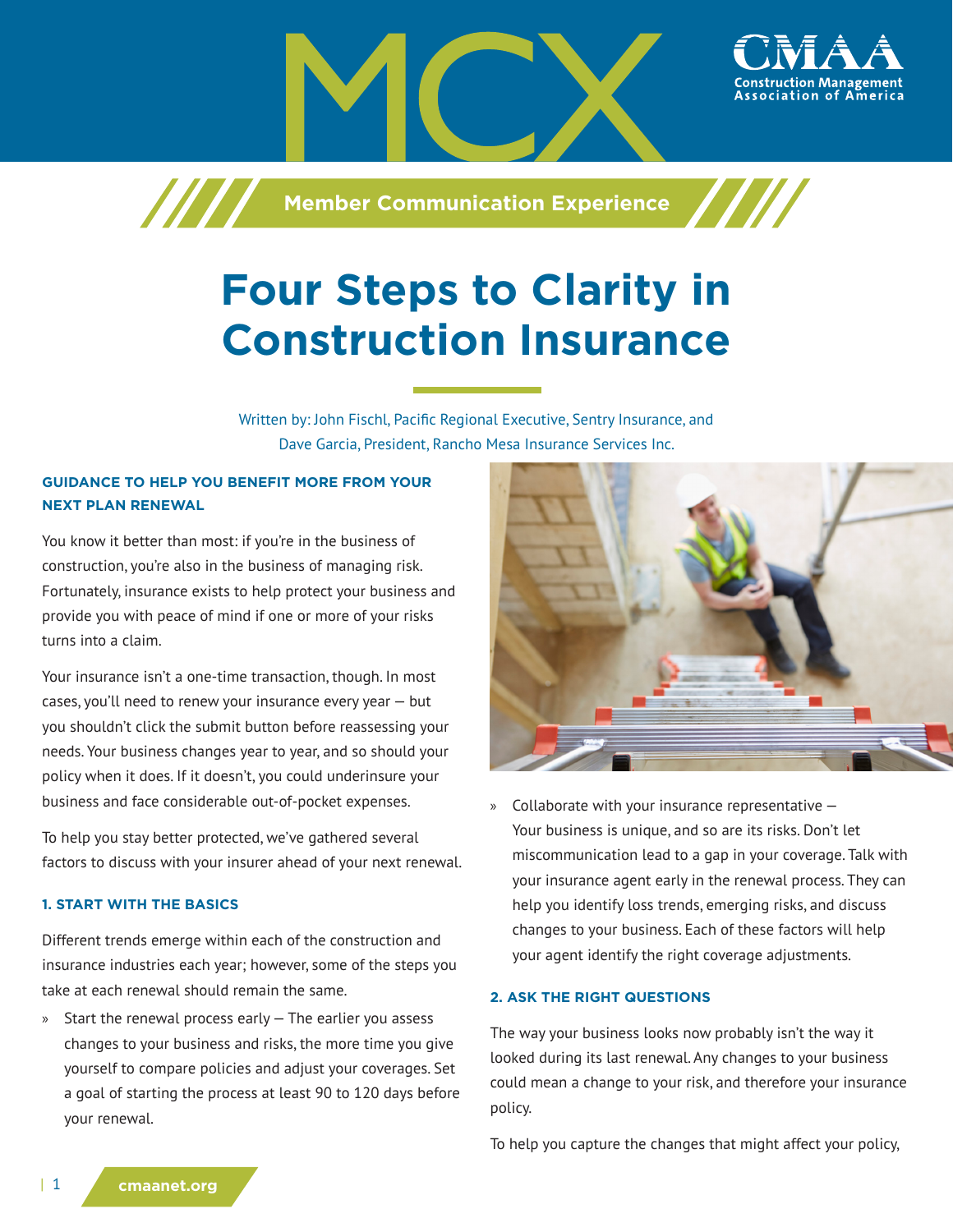MCX

CMAA Construction Management Association of America

Member Communication Experience

# Four Steps to Clarity in Construction Insurance

Written by: John Fischl, Pacific Regional Executive, Sentry Insurance, and Dave Garcia, President, Rancho Mesa Insurance Services Inc.

### GUIDANCE TO HELP YOU BENEFIT MORE FROM YOUR NEXT PLAN RENEWAL

You know it better than most: if you're in the business of construction, you're also in the business of managing risk. Fortunately, insurance exists to help protect your business and provide you with peace of mind if one or more of your risks turns into a claim.

Your insurance isn't a one-time transaction, though. In most cases, you'll need to renew your insurance every year — but you shouldn't click the submit button before reassessing your needs. Your business changes year to year, and so should your policy when it does. If it doesn't, you could underinsure your business and face considerable out-of-pocket expenses.

To help you stay better protected, we've gathered several factors to discuss with your insurer ahead of your next renewal.

### 1. START WITH THE BASICS

Different trends emerge within each of the construction and insurance industries each year; however, some of the steps you take at each renewal should remain the same.

- Start the renewal process early — The earlier you assess changes to your business and risks, the more time you give yourself to compare policies and adjust your coverages. Set a goal of starting the process at least 90 to 120 days before your renewal.
- Collaborate with your insurance representative — Your business is unique, and so are its risks. Don't let miscommunication lead to a gap in your coverage. Talk with your insurance agent early in the renewal process. They can help you identify loss trends, emerging risks, and discuss changes to your business. Each of these factors will help your agent identify the right coverage adjustments.

### 2. ASK THE RIGHT QUESTIONS

The way your business looks now probably isn't the way it looked during its last renewal. Any changes to your business could mean a change to your risk, and therefore your insurance policy.

To help you capture the changes that might affect your policy,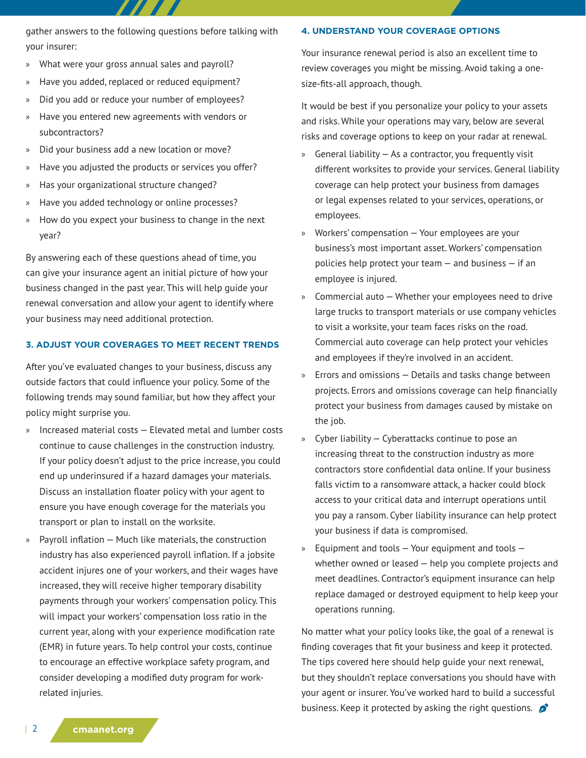gather answers to the following questions before talking with your insurer:

- What were your gross annual sales and payroll?
- Have you added, replaced or reduced equipment?
- Did you add or reduce your number of employees?
- Have you entered new agreements with vendors or subcontractors?
- Did your business add a new location or move?
- Have you adjusted the products or services you offer?
- Has your organizational structure changed?
- Have you added technology or online processes?
- How do you expect your business to change in the next year?

By answering each of these questions ahead of time, you can give your insurance agent an initial picture of how your business changed in the past year. This will help guide your renewal conversation and allow your agent to identify where your business may need additional protection.

### 3. ADJUST YOUR COVERAGES TO MEET RECENT TRENDS

After you've evaluated changes to your business, discuss any outside factors that could influence your policy. Some of the following trends may sound familiar, but how they affect your policy might surprise you.

- Increased material costs — Elevated metal and lumber costs continue to cause challenges in the construction industry. If your policy doesn't adjust to the price increase, you could end up underinsured if a hazard damages your materials. Discuss an installation floater policy with your agent to ensure you have enough coverage for the materials you transport or plan to install on the worksite.
- Payroll inflation — Much like materials, the construction industry has also experienced payroll inflation. If a jobsite accident injures one of your workers, and their wages have increased, they will receive higher temporary disability payments through your workers' compensation policy. This will impact your workers' compensation loss ratio in the current year, along with your experience modification rate (EMR) in future years. To help control your costs, continue to encourage an effective workplace safety program, and consider developing a modified duty program for work-related injuries.

### 4. UNDERSTAND YOUR COVERAGE OPTIONS

Your insurance renewal period is also an excellent time to review coverages you might be missing. Avoid taking a one-size-fits-all approach, though.

It would be best if you personalize your policy to your assets and risks. While your operations may vary, below are several risks and coverage options to keep on your radar at renewal.

- General liability — As a contractor, you frequently visit different worksites to provide your services. General liability coverage can help protect your business from damages or legal expenses related to your services, operations, or employees.
- Workers' compensation — Your employees are your business's most important asset. Workers' compensation policies help protect your team — and business — if an employee is injured.
- Commercial auto — Whether your employees need to drive large trucks to transport materials or use company vehicles to visit a worksite, your team faces risks on the road. Commercial auto coverage can help protect your vehicles and employees if they're involved in an accident.
- Errors and omissions — Details and tasks change between projects. Errors and omissions coverage can help financially protect your business from damages caused by mistake on the job.
- Cyber liability — Cyberattacks continue to pose an increasing threat to the construction industry as more contractors store confidential data online. If your business falls victim to a ransomware attack, a hacker could block access to your critical data and interrupt operations until you pay a ransom. Cyber liability insurance can help protect your business if data is compromised.
- Equipment and tools — Your equipment and tools — whether owned or leased — help you complete projects and meet deadlines. Contractor's equipment insurance can help replace damaged or destroyed equipment to help keep your operations running.

No matter what your policy looks like, the goal of a renewal is finding coverages that fit your business and keep it protected. The tips covered here should help guide your next renewal, but they shouldn't replace conversations you should have with your agent or insurer. You've worked hard to build a successful business. Keep it protected by asking the right questions.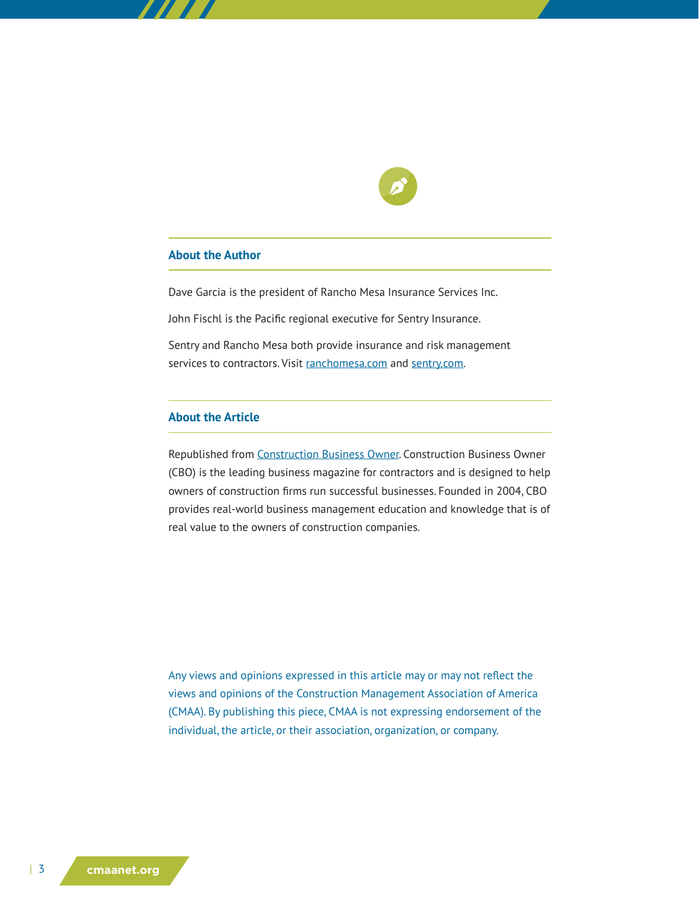## About the Author

Dave Garcia is the president of Rancho Mesa Insurance Services Inc.

John Fischl is the Pacific regional executive for Sentry Insurance.

Sentry and Rancho Mesa both provide insurance and risk management services to contractors. Visit ranchomesa.com and sentry.com.

## About the Article

Republished from Construction Business Owner. Construction Business Owner (CBO) is the leading business magazine for contractors and is designed to help owners of construction firms run successful businesses. Founded in 2004, CBO provides real-world business management education and knowledge that is of real value to the owners of construction companies.

Any views and opinions expressed in this article may or may not reflect the views and opinions of the Construction Management Association of America (CMAA). By publishing this piece, CMAA is not expressing endorsement of the individual, the article, or their association, organization, or company.